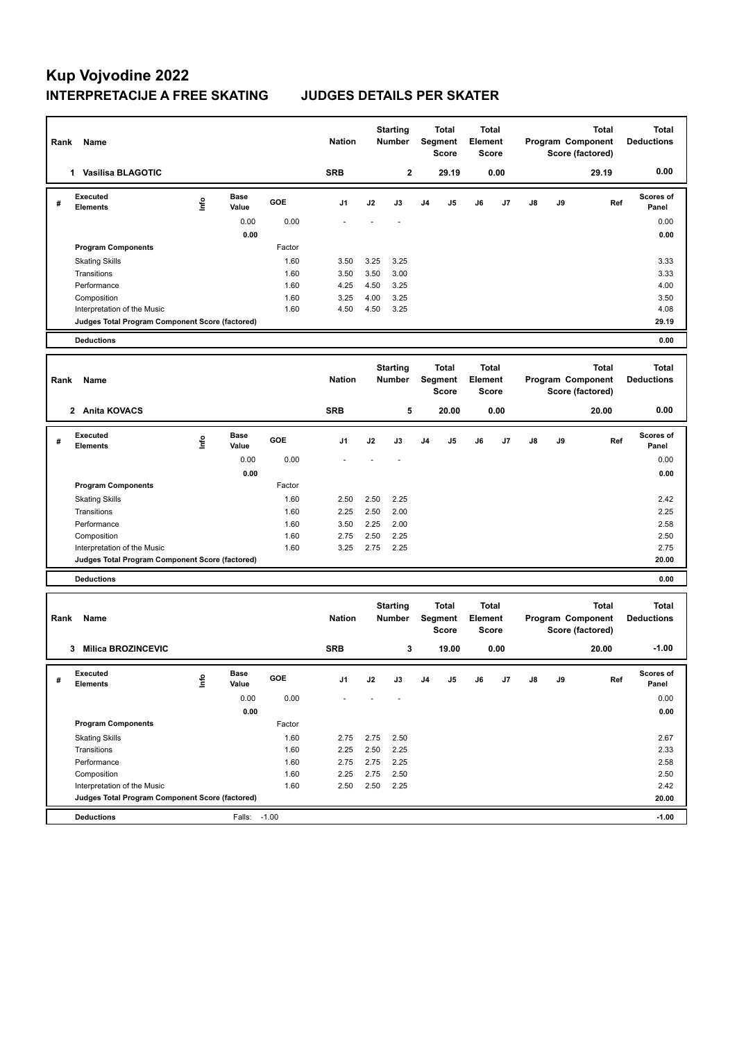# Kup Vojvodine 2022

## INTERPRETACIJE A FREE SKATING JUDGES DETAILS PER SKATER

| Rank | Name | Nation | Starting Number | Total Segment Score | Total Element Score | Total Program Component Score (factored) | Total Deductions |
|---|---|---|---|---|---|---|---|
| 1 | Vasilisa BLAGOTIC | SRB | 2 | 29.19 | 0.00 | 29.19 | 0.00 |

| # | Executed Elements | Info | Base Value | GOE | J1 | J2 | J3 | J4 | J5 | J6 | J7 | J8 | J9 | Ref | Scores of Panel |
|---|---|---|---|---|---|---|---|---|---|---|---|---|---|---|---|
| | | | 0.00 | 0.00 | - | - | - | | | | | | | | 0.00 |
| | | | 0.00 | | | | | | | | | | | | 0.00 |
| | **Program Components** | | | Factor | | | | | | | | | | | |
| | Skating Skills | | | 1.60 | 3.50 | 3.25 | 3.25 | | | | | | | | 3.33 |
| | Transitions | | | 1.60 | 3.50 | 3.50 | 3.00 | | | | | | | | 3.33 |
| | Performance | | | 1.60 | 4.25 | 4.50 | 3.25 | | | | | | | | 4.00 |
| | Composition | | | 1.60 | 3.25 | 4.00 | 3.25 | | | | | | | | 3.50 |
| | Interpretation of the Music | | | 1.60 | 4.50 | 4.50 | 3.25 | | | | | | | | 4.08 |
| | **Judges Total Program Component Score (factored)** | | | | | | | | | | | | | | **29.19** |
| | **Deductions** | | | | | | | | | | | | | | **0.00** |

| Rank | Name | Nation | Starting Number | Total Segment Score | Total Element Score | Total Program Component Score (factored) | Total Deductions |
|---|---|---|---|---|---|---|---|
| 2 | Anita KOVACS | SRB | 5 | 20.00 | 0.00 | 20.00 | 0.00 |

| # | Executed Elements | Info | Base Value | GOE | J1 | J2 | J3 | J4 | J5 | J6 | J7 | J8 | J9 | Ref | Scores of Panel |
|---|---|---|---|---|---|---|---|---|---|---|---|---|---|---|---|
| | | | 0.00 | 0.00 | - | - | - | | | | | | | | 0.00 |
| | | | 0.00 | | | | | | | | | | | | 0.00 |
| | **Program Components** | | | Factor | | | | | | | | | | | |
| | Skating Skills | | | 1.60 | 2.50 | 2.50 | 2.25 | | | | | | | | 2.42 |
| | Transitions | | | 1.60 | 2.25 | 2.50 | 2.00 | | | | | | | | 2.25 |
| | Performance | | | 1.60 | 3.50 | 2.25 | 2.00 | | | | | | | | 2.58 |
| | Composition | | | 1.60 | 2.75 | 2.50 | 2.25 | | | | | | | | 2.50 |
| | Interpretation of the Music | | | 1.60 | 3.25 | 2.75 | 2.25 | | | | | | | | 2.75 |
| | **Judges Total Program Component Score (factored)** | | | | | | | | | | | | | | **20.00** |
| | **Deductions** | | | | | | | | | | | | | | **0.00** |

| Rank | Name | Nation | Starting Number | Total Segment Score | Total Element Score | Total Program Component Score (factored) | Total Deductions |
|---|---|---|---|---|---|---|---|
| 3 | Milica BROZINCEVIC | SRB | 3 | 19.00 | 0.00 | 20.00 | -1.00 |

| # | Executed Elements | Info | Base Value | GOE | J1 | J2 | J3 | J4 | J5 | J6 | J7 | J8 | J9 | Ref | Scores of Panel |
|---|---|---|---|---|---|---|---|---|---|---|---|---|---|---|---|
| | | | 0.00 | 0.00 | - | - | - | | | | | | | | 0.00 |
| | | | 0.00 | | | | | | | | | | | | 0.00 |
| | **Program Components** | | | Factor | | | | | | | | | | | |
| | Skating Skills | | | 1.60 | 2.75 | 2.75 | 2.50 | | | | | | | | 2.67 |
| | Transitions | | | 1.60 | 2.25 | 2.50 | 2.25 | | | | | | | | 2.33 |
| | Performance | | | 1.60 | 2.75 | 2.75 | 2.25 | | | | | | | | 2.58 |
| | Composition | | | 1.60 | 2.25 | 2.75 | 2.50 | | | | | | | | 2.50 |
| | Interpretation of the Music | | | 1.60 | 2.50 | 2.50 | 2.25 | | | | | | | | 2.42 |
| | **Judges Total Program Component Score (factored)** | | | | | | | | | | | | | | **20.00** |
| | **Deductions** | | Falls: | -1.00 | | | | | | | | | | | **-1.00** |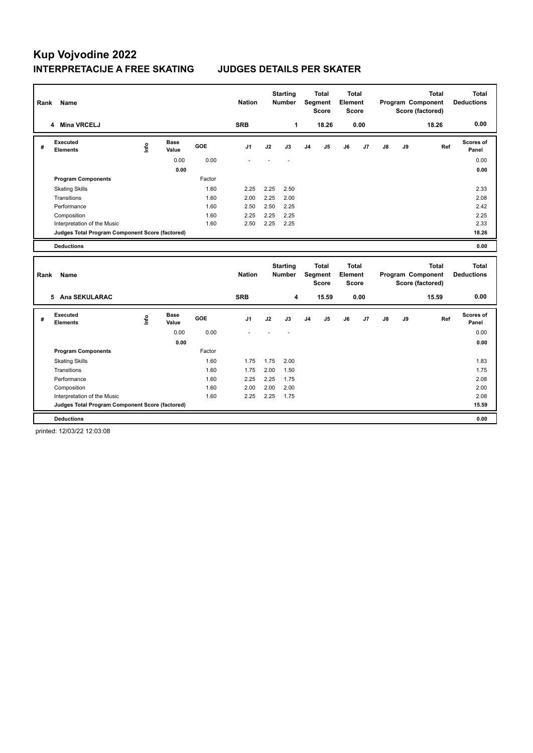# Kup Vojvodine 2022

## INTERPRETACIJE A FREE SKATING JUDGES DETAILS PER SKATER

| Rank | Name | Nation | Starting Number | Total Segment Score | Total Element Score | Total Program Component Score (factored) | Total Deductions |
|---|---|---|---|---|---|---|---|
| 4 | Mina VRCELJ | SRB | 1 | 18.26 | 0.00 | 18.26 | 0.00 |

| # | Executed Elements | Info | Base Value | GOE | J1 | J2 | J3 | J4 | J5 | J6 | J7 | J8 | J9 | Ref | Scores of Panel |
|---|---|---|---|---|---|---|---|---|---|---|---|---|---|---|---|
| | | | 0.00 | 0.00 | - | - | - | | | | | | | | 0.00 |
| | | | 0.00 | | | | | | | | | | | | 0.00 |
| | Program Components | | | Factor | | | | | | | | | | | |
| | Skating Skills | | | 1.60 | 2.25 | 2.25 | 2.50 | | | | | | | | 2.33 |
| | Transitions | | | 1.60 | 2.00 | 2.25 | 2.00 | | | | | | | | 2.08 |
| | Performance | | | 1.60 | 2.50 | 2.50 | 2.25 | | | | | | | | 2.42 |
| | Composition | | | 1.60 | 2.25 | 2.25 | 2.25 | | | | | | | | 2.25 |
| | Interpretation of the Music | | | 1.60 | 2.50 | 2.25 | 2.25 | | | | | | | | 2.33 |
| | Judges Total Program Component Score (factored) | | | | | | | | | | | | | | 18.26 |
| | Deductions | | | | | | | | | | | | | | 0.00 |

| Rank | Name | Nation | Starting Number | Total Segment Score | Total Element Score | Total Program Component Score (factored) | Total Deductions |
|---|---|---|---|---|---|---|---|
| 5 | Ana SEKULARAC | SRB | 4 | 15.59 | 0.00 | 15.59 | 0.00 |

| # | Executed Elements | Info | Base Value | GOE | J1 | J2 | J3 | J4 | J5 | J6 | J7 | J8 | J9 | Ref | Scores of Panel |
|---|---|---|---|---|---|---|---|---|---|---|---|---|---|---|---|
| | | | 0.00 | 0.00 | - | - | - | | | | | | | | 0.00 |
| | | | 0.00 | | | | | | | | | | | | 0.00 |
| | Program Components | | | Factor | | | | | | | | | | | |
| | Skating Skills | | | 1.60 | 1.75 | 1.75 | 2.00 | | | | | | | | 1.83 |
| | Transitions | | | 1.60 | 1.75 | 2.00 | 1.50 | | | | | | | | 1.75 |
| | Performance | | | 1.60 | 2.25 | 2.25 | 1.75 | | | | | | | | 2.08 |
| | Composition | | | 1.60 | 2.00 | 2.00 | 2.00 | | | | | | | | 2.00 |
| | Interpretation of the Music | | | 1.60 | 2.25 | 2.25 | 1.75 | | | | | | | | 2.08 |
| | Judges Total Program Component Score (factored) | | | | | | | | | | | | | | 15.59 |
| | Deductions | | | | | | | | | | | | | | 0.00 |

printed: 12/03/22 12:03:08